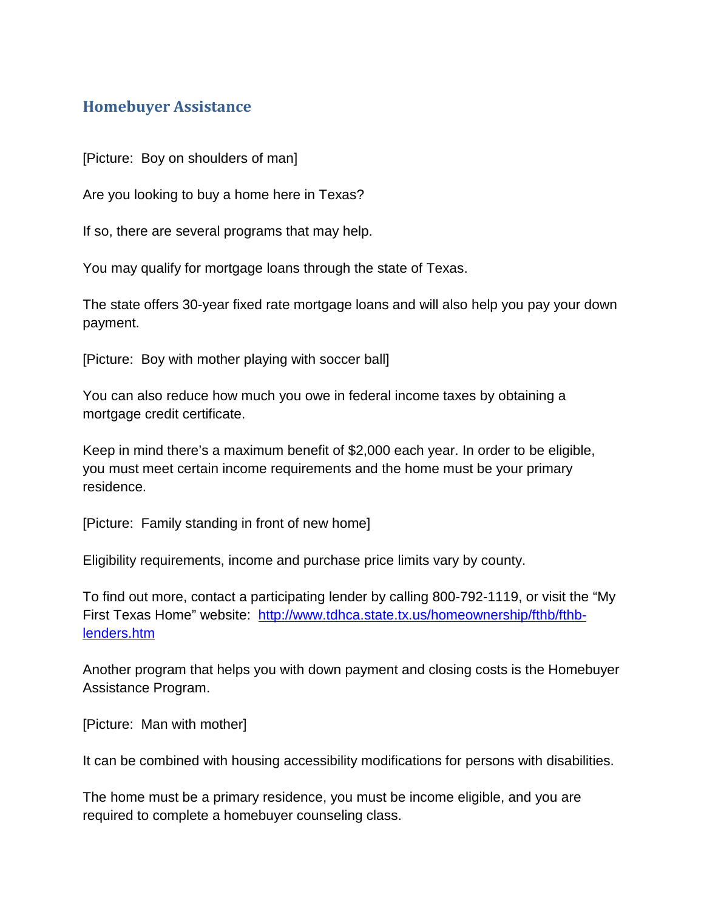## Homebuyer Assistance

[Picture: Boy on shoulders of man]

Are you looking to buy a home here in Texas?

If so, there are several programs that may help.

You may qualify for mortgage loans through the state of Texas.

The state offers 30-year fixed rate mortgage loans and will also help you pay your down payment.

[Picture: Boy with mother playing with soccer ball]

You can also reduce how much you owe in federal income taxes by obtaining a mortgage credit certificate.

Keep in mind there's a maximum benefit of $2,000 each year. In order to be eligible, you must meet certain income requirements and the home must be your primary residence.

[Picture: Family standing in front of new home]

Eligibility requirements, income and purchase price limits vary by county.

To find out more, contact a participating lender by calling 800-792-1119, or visit the "My First Texas Home" website: [http://www.tdhca.state.tx.us/homeownership/fthb/fthb-lenders.htm](http://www.tdhca.state.tx.us/homeownership/fthb/fthb-lenders.htm)

Another program that helps you with down payment and closing costs is the Homebuyer Assistance Program.

[Picture: Man with mother]

It can be combined with housing accessibility modifications for persons with disabilities.

The home must be a primary residence, you must be income eligible, and you are required to complete a homebuyer counseling class.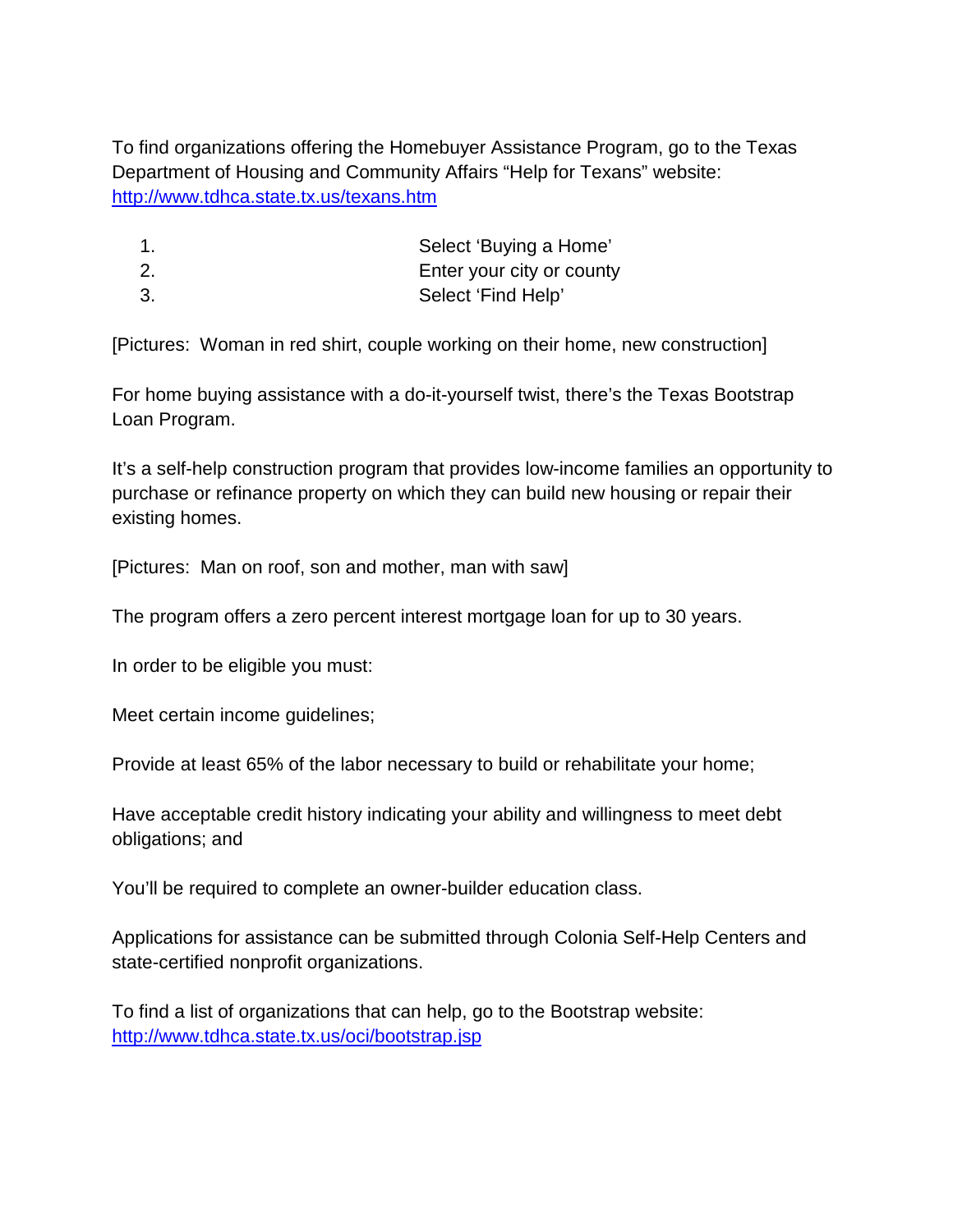To find organizations offering the Homebuyer Assistance Program, go to the Texas Department of Housing and Community Affairs "Help for Texans" website: http://www.tdhca.state.tx.us/texans.htm

1. Select 'Buying a Home'
2. Enter your city or county
3. Select 'Find Help'

[Pictures: Woman in red shirt, couple working on their home, new construction]

For home buying assistance with a do-it-yourself twist, there's the Texas Bootstrap Loan Program.

It's a self-help construction program that provides low-income families an opportunity to purchase or refinance property on which they can build new housing or repair their existing homes.

[Pictures: Man on roof, son and mother, man with saw]

The program offers a zero percent interest mortgage loan for up to 30 years.

In order to be eligible you must:

Meet certain income guidelines;

Provide at least 65% of the labor necessary to build or rehabilitate your home;

Have acceptable credit history indicating your ability and willingness to meet debt obligations; and

You'll be required to complete an owner-builder education class.

Applications for assistance can be submitted through Colonia Self-Help Centers and state-certified nonprofit organizations.

To find a list of organizations that can help, go to the Bootstrap website: http://www.tdhca.state.tx.us/oci/bootstrap.jsp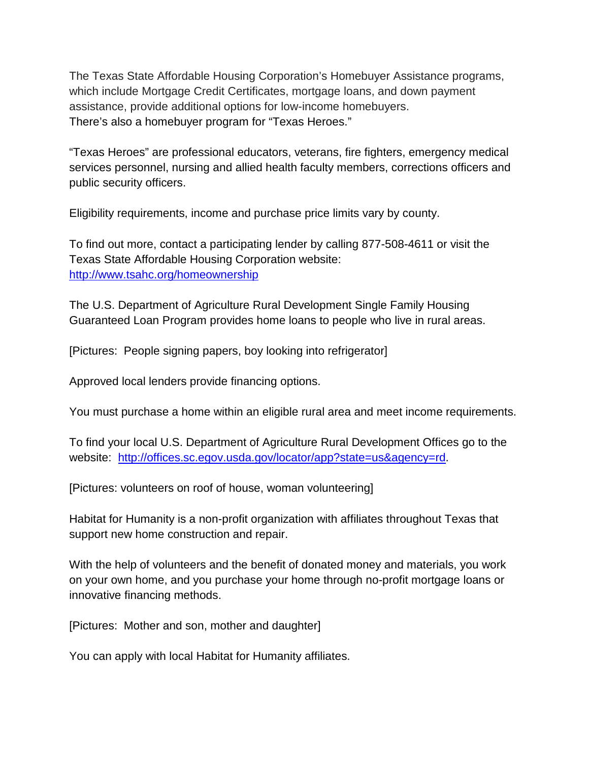The Texas State Affordable Housing Corporation's Homebuyer Assistance programs, which include Mortgage Credit Certificates, mortgage loans, and down payment assistance, provide additional options for low-income homebuyers.
There's also a homebuyer program for "Texas Heroes."

"Texas Heroes" are professional educators, veterans, fire fighters, emergency medical services personnel, nursing and allied health faculty members, corrections officers and public security officers.

Eligibility requirements, income and purchase price limits vary by county.

To find out more, contact a participating lender by calling 877-508-4611 or visit the Texas State Affordable Housing Corporation website:
[http://www.tsahc.org/homeownership](http://www.tsahc.org/homeownership)

The U.S. Department of Agriculture Rural Development Single Family Housing Guaranteed Loan Program provides home loans to people who live in rural areas.

[Pictures: People signing papers, boy looking into refrigerator]

Approved local lenders provide financing options.

You must purchase a home within an eligible rural area and meet income requirements.

To find your local U.S. Department of Agriculture Rural Development Offices go to the website: [http://offices.sc.egov.usda.gov/locator/app?state=us&agency=rd](http://offices.sc.egov.usda.gov/locator/app?state=us&agency=rd).

[Pictures: volunteers on roof of house, woman volunteering]

Habitat for Humanity is a non-profit organization with affiliates throughout Texas that support new home construction and repair.

With the help of volunteers and the benefit of donated money and materials, you work on your own home, and you purchase your home through no-profit mortgage loans or innovative financing methods.

[Pictures: Mother and son, mother and daughter]

You can apply with local Habitat for Humanity affiliates.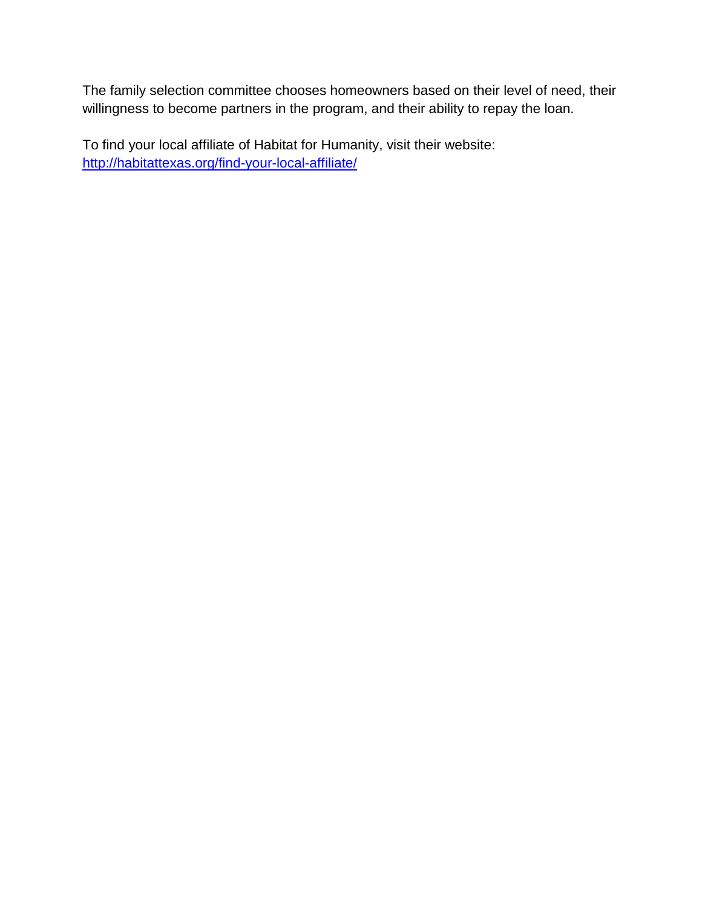The family selection committee chooses homeowners based on their level of need, their willingness to become partners in the program, and their ability to repay the loan.

To find your local affiliate of Habitat for Humanity, visit their website:
[http://habitattexas.org/find-your-local-affiliate/](http://habitattexas.org/find-your-local-affiliate/)